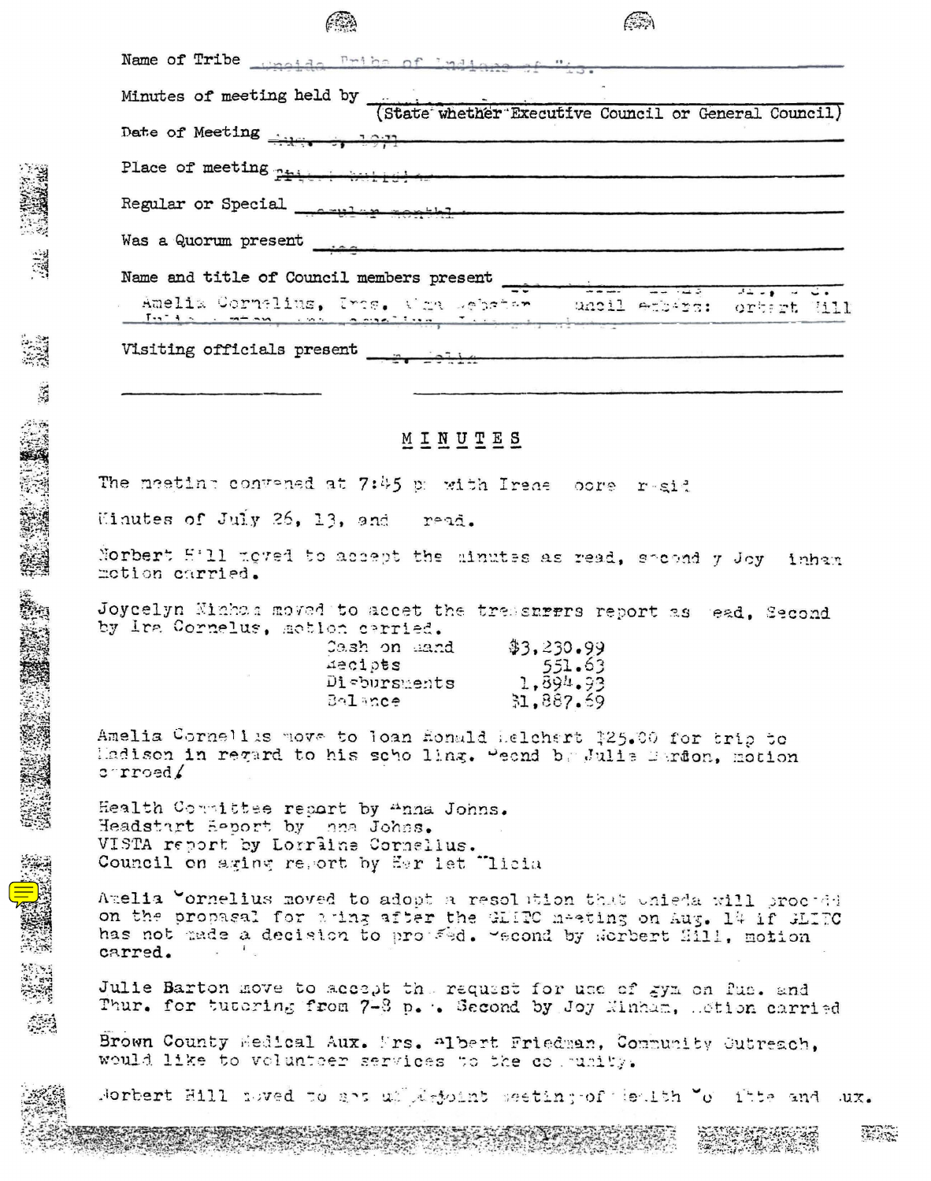Name of Tribe Oneida Tribe of Indians of Wis.

Minutes of meeting held by ______________________
(State whether Executive Council or General Council)

Date of Meeting Aug. 9, 1971

Place of meeting ______________________

Regular or Special Regular monthly

Was a Quorum present yes

Name and title of Council members present ______________________

Amelia Cornelius, Tres. Alma Webster Council members: Norbert Hill

Visiting officials present ______________________

## MINUTES

The meeting convened at 7:45 p with Irene Moore presid

Minutes of July 26, 13, and read.

Norbert Hill moved to accept the minutes as read, second y Joy inhan motion carried.

Joycelyn Ninham moved to accet the tresurers report as read, Second by Ira Cornelus, motion carried.

| | |
|---|---|
| Cash on hand | $3,230.99 |
| Recipts | 551.63 |
| Disbursments | 1,894.93 |
| Balance | $1,887.69 |

Amelia Cornelius move to loan Ronald Melchert $25.00 for trip to Madison in regard to his scho ling. Secnd by Julie Bardon, motion carroed.

Health Committee report by Anna Johns.
Headstart Report by Anna Johns.
VISTA report by Lorraine Cornelius.
Council on aging report by Her iet Alicia

Amelia Cornelius moved to adopt a resolution that Unieda will proceed on the propasal for aging after the GLITC meeting on Aug. 14 if GLITC has not made a decision to proceed. Second by Norbert Hill, motion carred.

Julie Barton move to accept the request for use of gym on Tue. and Thur. for tutoring from 7-8 p.m. Second by Joy Ninham, motion carried

Brown County Medical Aux. Mrs. Albert Friedman, Community Outreach, would like to volunteer services to the community.

Norbert Hill moved to set up joint meeting of Health Co ittee and Aux.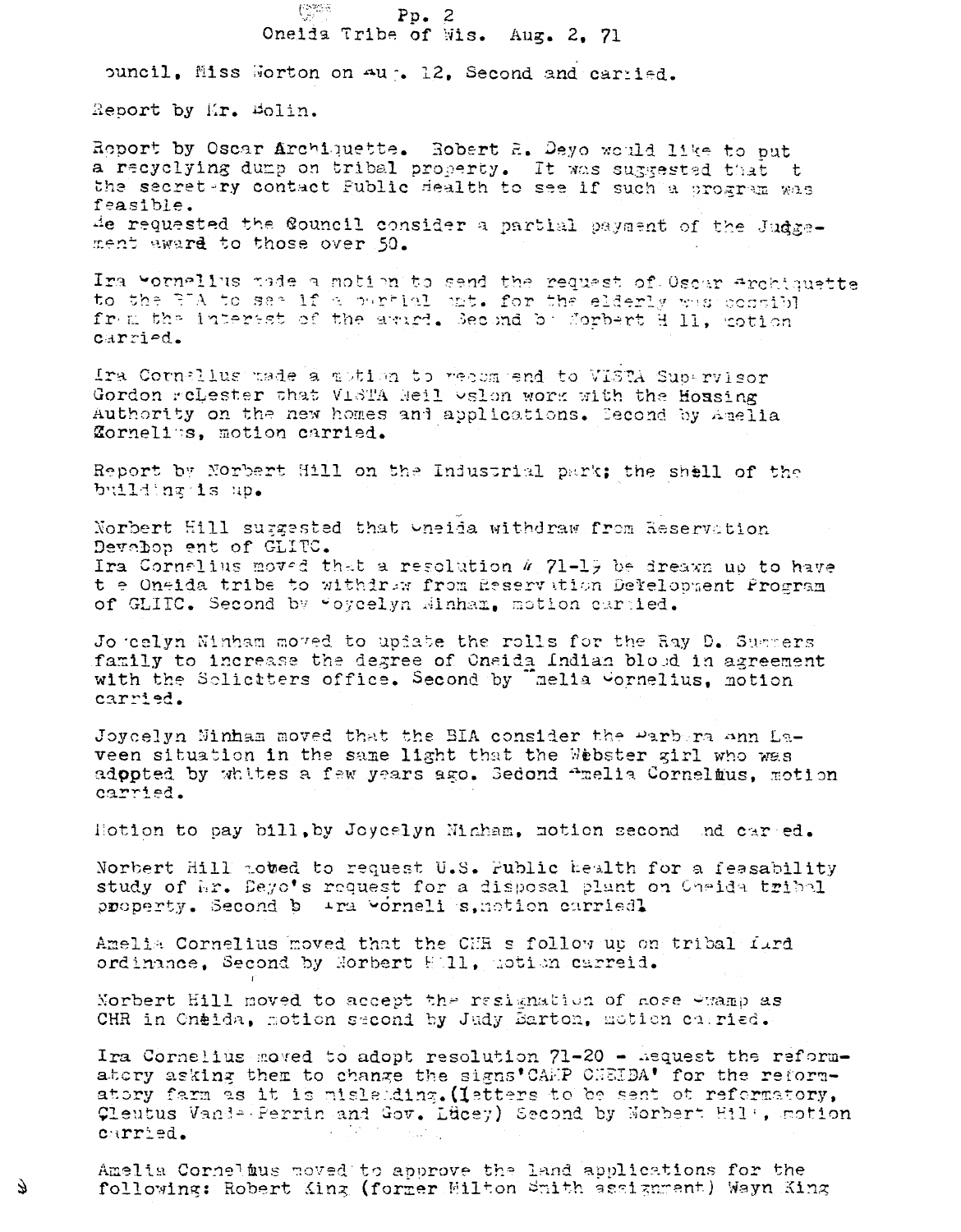ouncil, Miss Norton on Aug. 12, Second and carried.

Report by Mr. Bolin.

Report by Oscar Archiquette. Robert E. Deyo would like to put a recyclying dump on tribal property. It was suggested that t the secretary contact Public Health to see if such a program was feasible.
He requested the Council consider a partial payment of the Judgement award to those over 50.

Ira Cornelius made a motion to send the request of Oscar Archiquette to the BIA to see if a partial pmt. for the elderly was possibl from the interest of the award. Second by Norbert Hill, motion carried.

Ira Cornelius made a motion to recommend to VISTA Supervisor Gordon McLester that VISTA Neil Nelson work with the Housing Authority on the new homes and applications. Second by Amelia Cornelius, motion carried.

Report by Norbert Hill on the Industrial park; the shell of the building is up.

Norbert Hill suggested that Oneida withdraw from Reservation Development of GLITC.
Ira Cornelius moved that a resolution # 71-19 be dreawn up to have the Oneida tribe to withdraw from Reservation Development Program of GLITC. Second by Joycelyn Ninham, motion carried.

Joycelyn Ninham moved to update the rolls for the Ray D. Summers family to increase the degree of Oneida Indian blood in agreement with the Solicitters office. Second by Amelia Cornelius, motion carried.

Joycelyn Ninham moved that the BIA consider the Barbara Ann Laveen situation in the same light that the Webster girl who was adopted by whites a few years ago. Second Amelia Cornelius, motion carried.

Motion to pay bill, by Joycelyn Ninham, motion second and carried.

Norbert Hill moved to request U.S. Public Health for a feasability study of Mr. Deyo's request for a disposal plant on Oneida tribal property. Second by Ira Cornelius, motion carried.

Amelia Cornelius moved that the CHR s follow up on tribal lard ordinance, Second by Norbert Hill, motion carreid.

Norbert Hill moved to accept the resignation of Rose Swamp as CHR in Oneida, motion second by Judy Barton, motion carried.

Ira Cornelius moved to adopt resolution 71-20 - Request the reformatory asking them to change the signs 'CAMP ONEIDA' for the reformatory farm as it is misleading. (letters to be sent ot reformatory, Cleutus Vande Perrin and Gov. Lucey) Second by Norbert Hill, motion carried.

Amelia Cornelius moved to approve the land applications for the following: Robert King (former Milton Smith assignment) Wayn King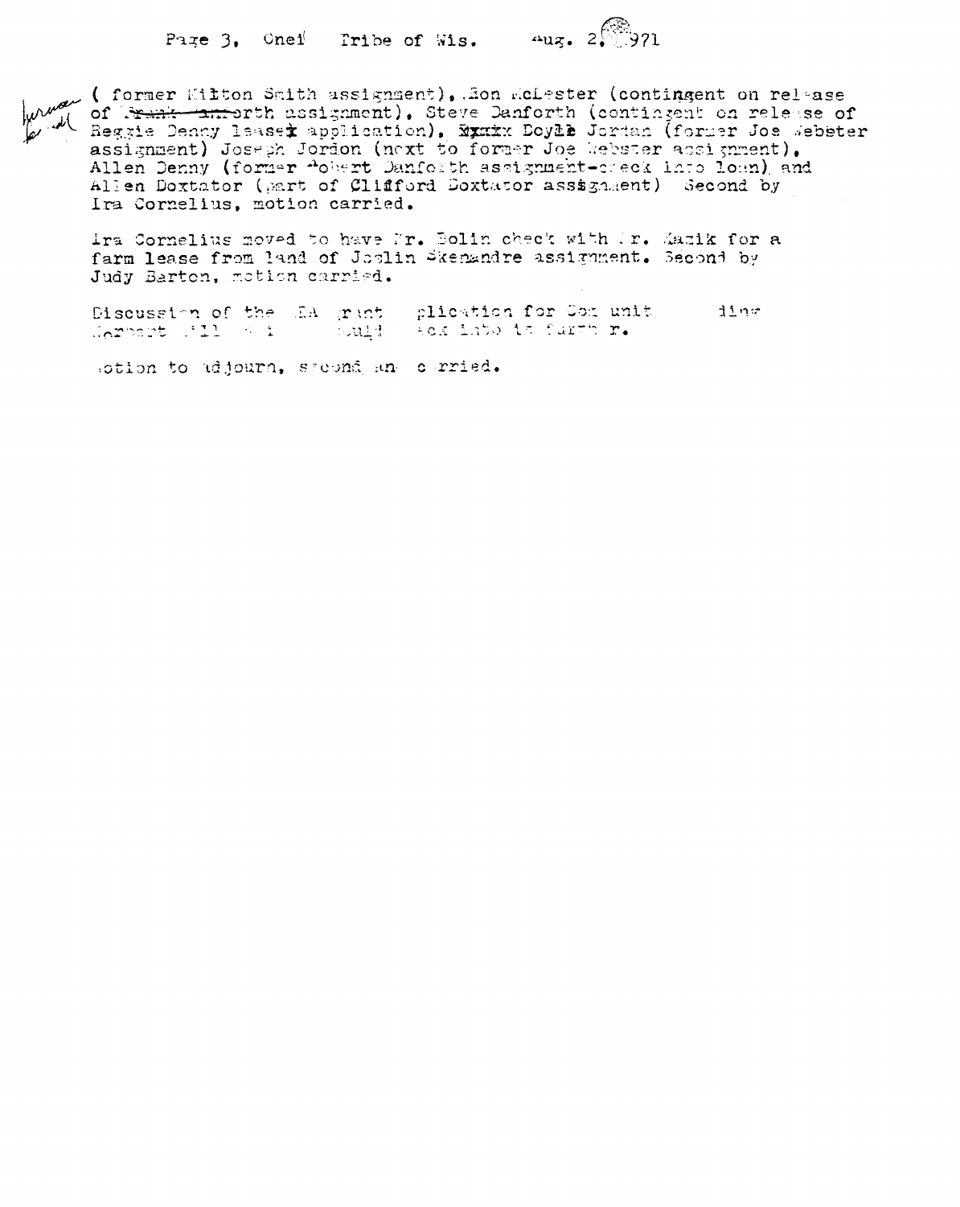( former Milton Smith assignment), Ron McLester (contingent on release of ~~Frank Danforth~~ assignment), Steve Danforth (contingent on release of Reggie Denny lease application), Doyle Jordan (former Joe Webster assignment) Joseph Jordon (next to former Joe Webster assignment), Allen Denny (former Robert Danforth assignment-check into loan) and Allen Doxtator (part of Clifford Doxtator assignment) Second by Ira Cornelius, motion carried.

Ira Cornelius moved to have Mr. Bolin check with Mr. Kazik for a farm lease from land of Joslin Skenandre assignment. Second by Judy Barton, motion carried.

Discussion of the EA grant plication for Con unit ding Herbert ill a i ould eck into it furth r.

Motion to adjourn, second and carried.